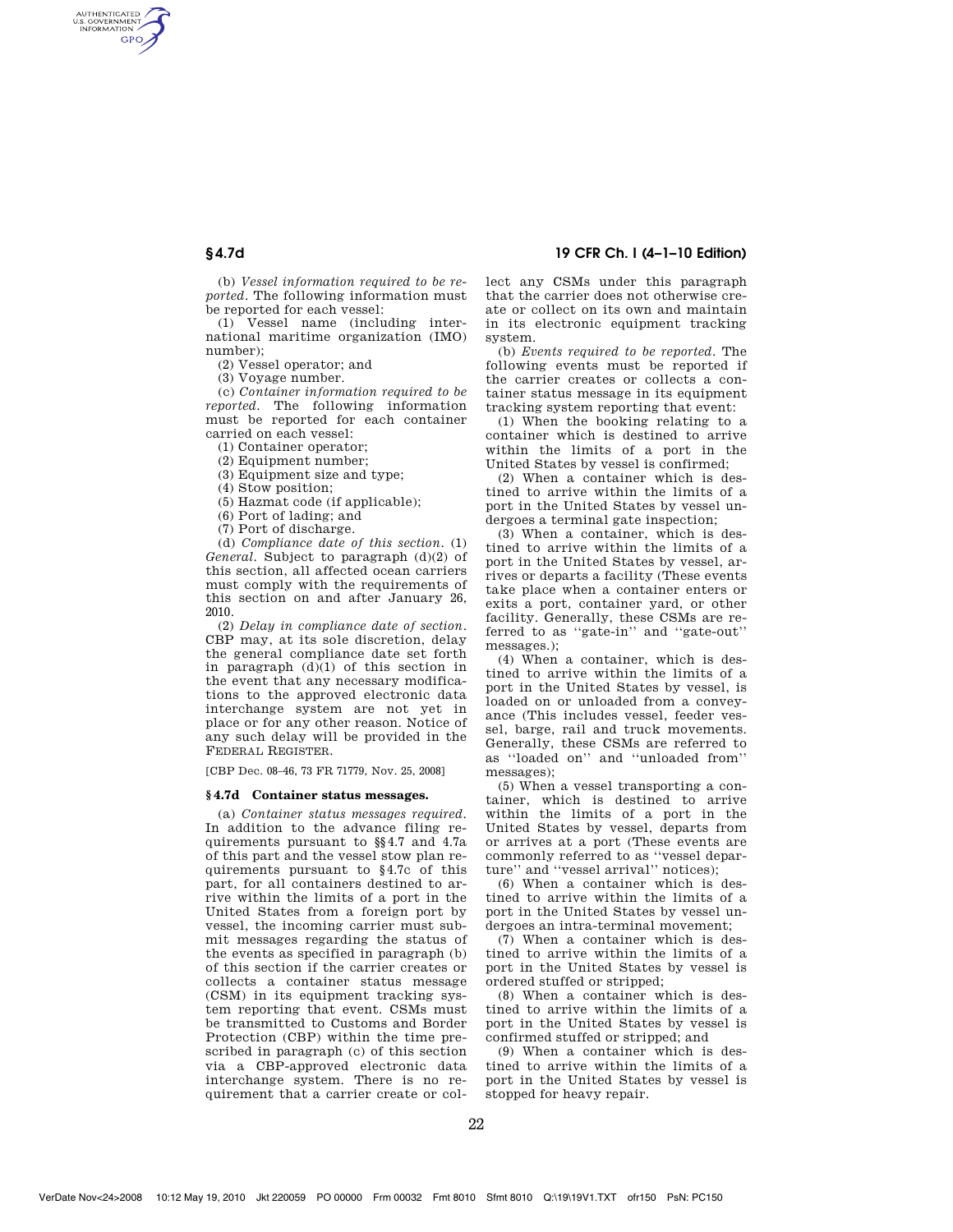(b) *Vessel information required to be reported.* The following information must be reported for each vessel:

(1) Vessel name (including international maritime organization (IMO) number);

(2) Vessel operator; and

(3) Voyage number.

(c) *Container information required to be reported.* The following information must be reported for each container carried on each vessel:

(1) Container operator;

(2) Equipment number;

(3) Equipment size and type;

(4) Stow position;

(5) Hazmat code (if applicable);

(6) Port of lading; and

(7) Port of discharge.

(d) *Compliance date of this section.* (1) *General.* Subject to paragraph (d)(2) of this section, all affected ocean carriers must comply with the requirements of this section on and after January 26, 2010.

(2) *Delay in compliance date of section.* CBP may, at its sole discretion, delay the general compliance date set forth in paragraph (d)(1) of this section in the event that any necessary modifications to the approved electronic data interchange system are not yet in place or for any other reason. Notice of any such delay will be provided in the FEDERAL REGISTER.

[CBP Dec. 08–46, 73 FR 71779, Nov. 25, 2008]

## § 4.7d Container status messages.

(a) *Container status messages required.* In addition to the advance filing requirements pursuant to §§ 4.7 and 4.7a of this part and the vessel stow plan requirements pursuant to § 4.7c of this part, for all containers destined to arrive within the limits of a port in the United States from a foreign port by vessel, the incoming carrier must submit messages regarding the status of the events as specified in paragraph (b) of this section if the carrier creates or collects a container status message (CSM) in its equipment tracking system reporting that event. CSMs must be transmitted to Customs and Border Protection (CBP) within the time prescribed in paragraph (c) of this section via a CBP-approved electronic data interchange system. There is no requirement that a carrier create or collect any CSMs under this paragraph that the carrier does not otherwise create or collect on its own and maintain in its electronic equipment tracking system.

(b) *Events required to be reported.* The following events must be reported if the carrier creates or collects a container status message in its equipment tracking system reporting that event:

(1) When the booking relating to a container which is destined to arrive within the limits of a port in the United States by vessel is confirmed;

(2) When a container which is destined to arrive within the limits of a port in the United States by vessel undergoes a terminal gate inspection;

(3) When a container, which is destined to arrive within the limits of a port in the United States by vessel, arrives or departs a facility (These events take place when a container enters or exits a port, container yard, or other facility. Generally, these CSMs are referred to as ''gate-in'' and ''gate-out'' messages.);

(4) When a container, which is destined to arrive within the limits of a port in the United States by vessel, is loaded on or unloaded from a conveyance (This includes vessel, feeder vessel, barge, rail and truck movements. Generally, these CSMs are referred to as ''loaded on'' and ''unloaded from'' messages);

(5) When a vessel transporting a container, which is destined to arrive within the limits of a port in the United States by vessel, departs from or arrives at a port (These events are commonly referred to as ''vessel departure'' and ''vessel arrival'' notices);

(6) When a container which is destined to arrive within the limits of a port in the United States by vessel undergoes an intra-terminal movement;

(7) When a container which is destined to arrive within the limits of a port in the United States by vessel is ordered stuffed or stripped;

(8) When a container which is destined to arrive within the limits of a port in the United States by vessel is confirmed stuffed or stripped; and

(9) When a container which is destined to arrive within the limits of a port in the United States by vessel is stopped for heavy repair.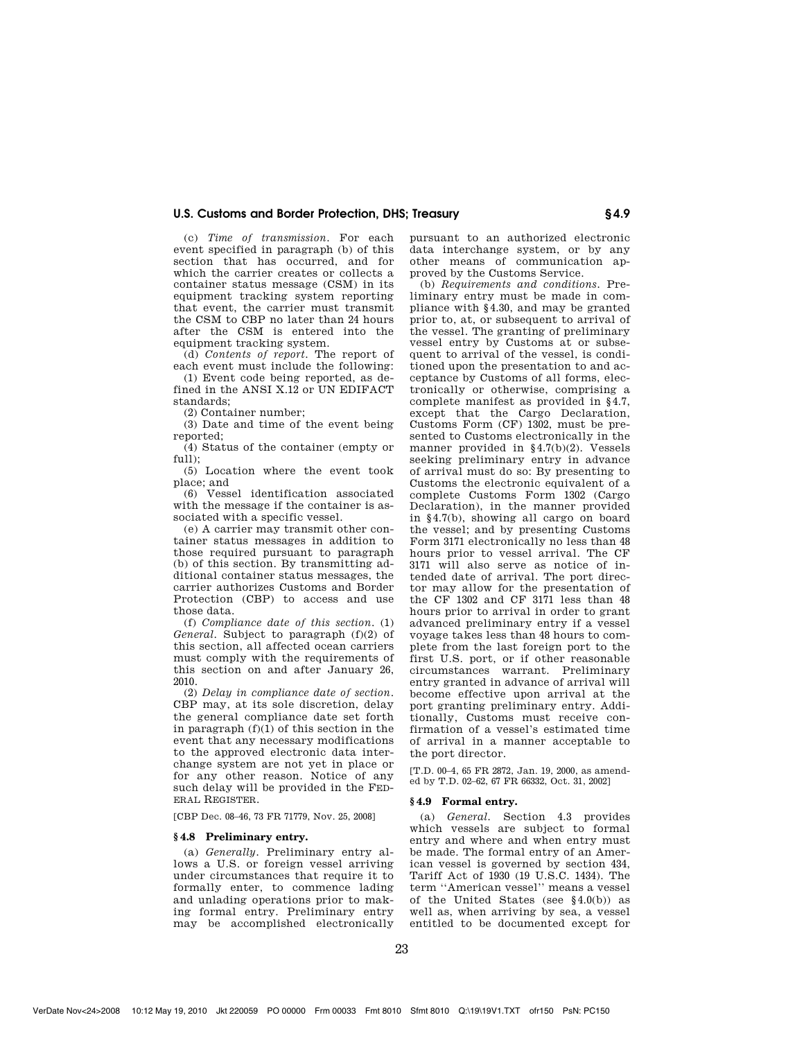(c) *Time of transmission.* For each event specified in paragraph (b) of this section that has occurred, and for which the carrier creates or collects a container status message (CSM) in its equipment tracking system reporting that event, the carrier must transmit the CSM to CBP no later than 24 hours after the CSM is entered into the equipment tracking system.

(d) *Contents of report.* The report of each event must include the following:

(1) Event code being reported, as defined in the ANSI X.12 or UN EDIFACT standards;

(2) Container number;

(3) Date and time of the event being reported;

(4) Status of the container (empty or full);

(5) Location where the event took place; and

(6) Vessel identification associated with the message if the container is associated with a specific vessel.

(e) A carrier may transmit other container status messages in addition to those required pursuant to paragraph (b) of this section. By transmitting additional container status messages, the carrier authorizes Customs and Border Protection (CBP) to access and use those data.

(f) *Compliance date of this section.* (1) *General.* Subject to paragraph (f)(2) of this section, all affected ocean carriers must comply with the requirements of this section on and after January 26, 2010.

(2) *Delay in compliance date of section.* CBP may, at its sole discretion, delay the general compliance date set forth in paragraph (f)(1) of this section in the event that any necessary modifications to the approved electronic data interchange system are not yet in place or for any other reason. Notice of any such delay will be provided in the FEDERAL REGISTER.

[CBP Dec. 08–46, 73 FR 71779, Nov. 25, 2008]

### § 4.8 Preliminary entry.

(a) *Generally.* Preliminary entry allows a U.S. or foreign vessel arriving under circumstances that require it to formally enter, to commence lading and unlading operations prior to making formal entry. Preliminary entry may be accomplished electronically pursuant to an authorized electronic data interchange system, or by any other means of communication approved by the Customs Service.

(b) *Requirements and conditions.* Preliminary entry must be made in compliance with §4.30, and may be granted prior to, at, or subsequent to arrival of the vessel. The granting of preliminary vessel entry by Customs at or subsequent to arrival of the vessel, is conditioned upon the presentation to and acceptance by Customs of all forms, electronically or otherwise, comprising a complete manifest as provided in §4.7, except that the Cargo Declaration, Customs Form (CF) 1302, must be presented to Customs electronically in the manner provided in §4.7(b)(2). Vessels seeking preliminary entry in advance of arrival must do so: By presenting to Customs the electronic equivalent of a complete Customs Form 1302 (Cargo Declaration), in the manner provided in §4.7(b), showing all cargo on board the vessel; and by presenting Customs Form 3171 electronically no less than 48 hours prior to vessel arrival. The CF 3171 will also serve as notice of intended date of arrival. The port director may allow for the presentation of the CF 1302 and CF 3171 less than 48 hours prior to arrival in order to grant advanced preliminary entry if a vessel voyage takes less than 48 hours to complete from the last foreign port to the first U.S. port, or if other reasonable circumstances warrant. Preliminary entry granted in advance of arrival will become effective upon arrival at the port granting preliminary entry. Additionally, Customs must receive confirmation of a vessel's estimated time of arrival in a manner acceptable to the port director.

[T.D. 00–4, 65 FR 2872, Jan. 19, 2000, as amended by T.D. 02–62, 67 FR 66332, Oct. 31, 2002]

### § 4.9 Formal entry.

(a) *General.* Section 4.3 provides which vessels are subject to formal entry and where and when entry must be made. The formal entry of an American vessel is governed by section 434, Tariff Act of 1930 (19 U.S.C. 1434). The term ''American vessel'' means a vessel of the United States (see §4.0(b)) as well as, when arriving by sea, a vessel entitled to be documented except for